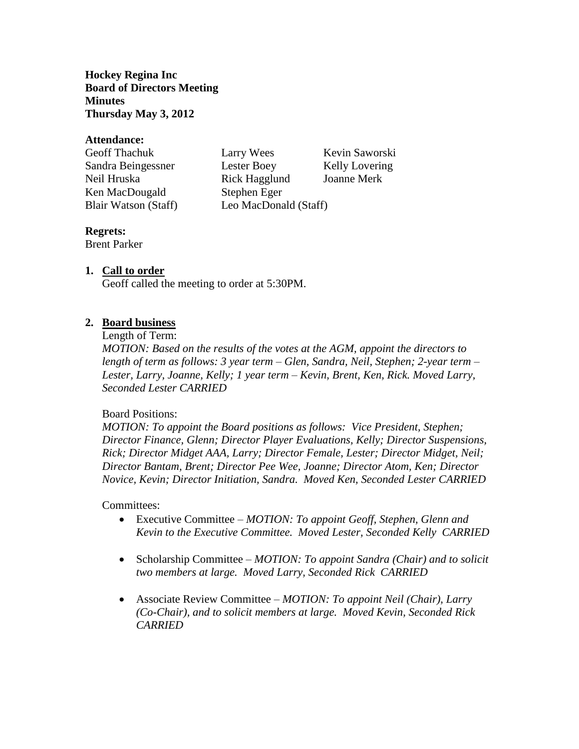**Hockey Regina Inc**
**Board of Directors Meeting**
**Minutes**
**Thursday May 3, 2012**

**Attendance:**

| | | |
|---|---|---|
| Geoff Thachuk | Larry Wees | Kevin Saworski |
| Sandra Beingessner | Lester Boey | Kelly Lovering |
| Neil Hruska | Rick Hagglund | Joanne Merk |
| Ken MacDougald | Stephen Eger | |
| Blair Watson (Staff) | Leo MacDonald (Staff) | |

**Regrets:**
Brent Parker

1. **Call to order**
   Geoff called the meeting to order at 5:30PM.

2. **Board business**
   Length of Term:
   *MOTION: Based on the results of the votes at the AGM, appoint the directors to length of term as follows: 3 year term – Glen, Sandra, Neil, Stephen; 2-year term – Lester, Larry, Joanne, Kelly; 1 year term – Kevin, Brent, Ken, Rick. Moved Larry, Seconded Lester CARRIED*

   Board Positions:
   *MOTION: To appoint the Board positions as follows: Vice President, Stephen; Director Finance, Glenn; Director Player Evaluations, Kelly; Director Suspensions, Rick; Director Midget AAA, Larry; Director Female, Lester; Director Midget, Neil; Director Bantam, Brent; Director Pee Wee, Joanne; Director Atom, Ken; Director Novice, Kevin; Director Initiation, Sandra. Moved Ken, Seconded Lester CARRIED*

   Committees:

   - Executive Committee – *MOTION: To appoint Geoff, Stephen, Glenn and Kevin to the Executive Committee. Moved Lester, Seconded Kelly CARRIED*
   - Scholarship Committee – *MOTION: To appoint Sandra (Chair) and to solicit two members at large. Moved Larry, Seconded Rick CARRIED*
   - Associate Review Committee – *MOTION: To appoint Neil (Chair), Larry (Co-Chair), and to solicit members at large. Moved Kevin, Seconded Rick CARRIED*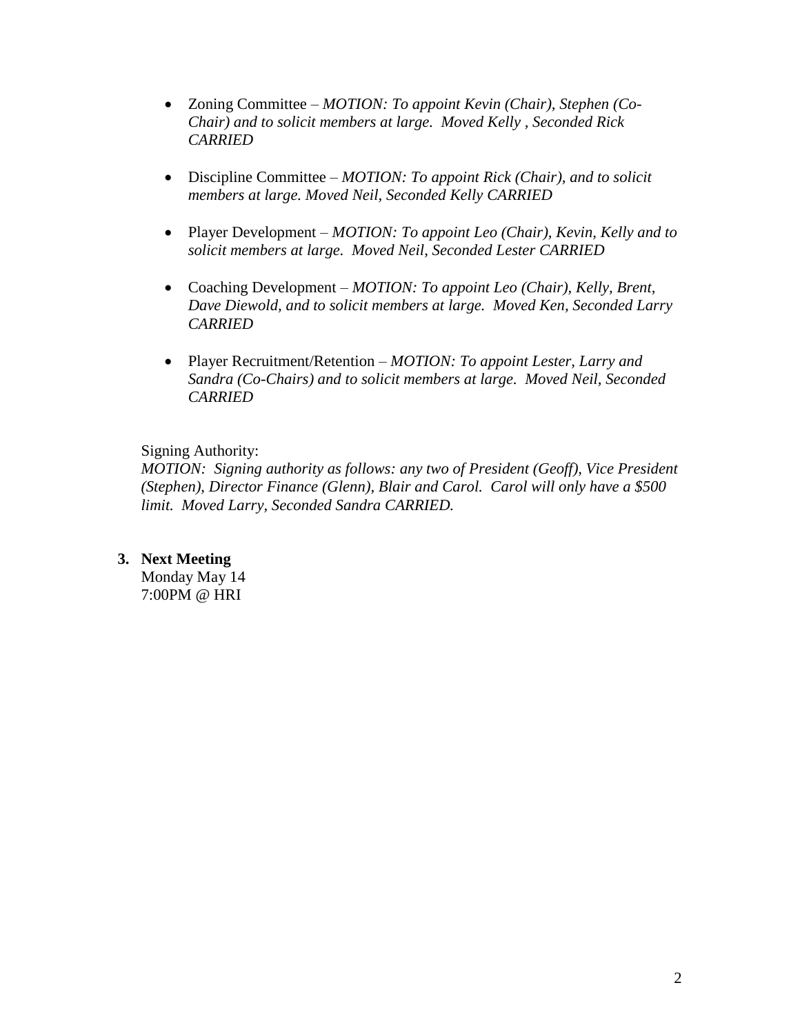- Zoning Committee – *MOTION: To appoint Kevin (Chair), Stephen (Co-Chair) and to solicit members at large. Moved Kelly , Seconded Rick CARRIED*

- Discipline Committee – *MOTION: To appoint Rick (Chair), and to solicit members at large. Moved Neil, Seconded Kelly CARRIED*

- Player Development – *MOTION: To appoint Leo (Chair), Kevin, Kelly and to solicit members at large. Moved Neil, Seconded Lester CARRIED*

- Coaching Development – *MOTION: To appoint Leo (Chair), Kelly, Brent, Dave Diewold, and to solicit members at large. Moved Ken, Seconded Larry CARRIED*

- Player Recruitment/Retention – *MOTION: To appoint Lester, Larry and Sandra (Co-Chairs) and to solicit members at large. Moved Neil, Seconded CARRIED*

Signing Authority:
*MOTION: Signing authority as follows: any two of President (Geoff), Vice President (Stephen), Director Finance (Glenn), Blair and Carol. Carol will only have a $500 limit. Moved Larry, Seconded Sandra CARRIED.*

3. **Next Meeting**
   Monday May 14
   7:00PM @ HRI